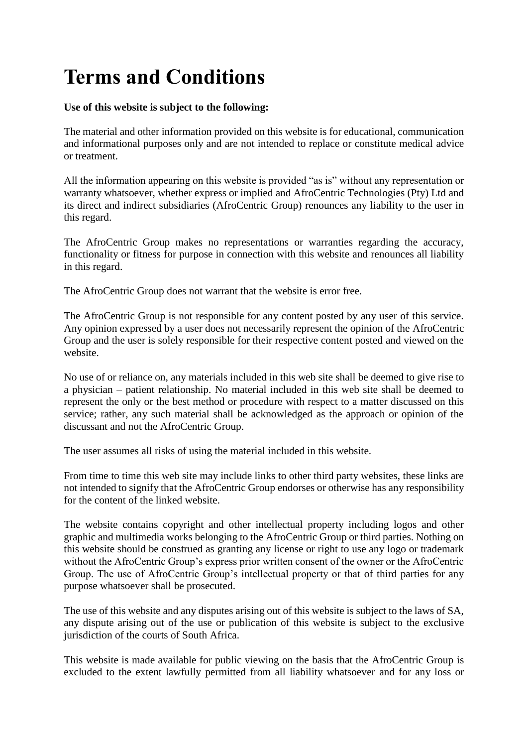# Terms and Conditions

**Use of this website is subject to the following:**

The material and other information provided on this website is for educational, communication and informational purposes only and are not intended to replace or constitute medical advice or treatment.

All the information appearing on this website is provided "as is" without any representation or warranty whatsoever, whether express or implied and AfroCentric Technologies (Pty) Ltd and its direct and indirect subsidiaries (AfroCentric Group) renounces any liability to the user in this regard.

The AfroCentric Group makes no representations or warranties regarding the accuracy, functionality or fitness for purpose in connection with this website and renounces all liability in this regard.

The AfroCentric Group does not warrant that the website is error free.

The AfroCentric Group is not responsible for any content posted by any user of this service. Any opinion expressed by a user does not necessarily represent the opinion of the AfroCentric Group and the user is solely responsible for their respective content posted and viewed on the website.

No use of or reliance on, any materials included in this web site shall be deemed to give rise to a physician – patient relationship. No material included in this web site shall be deemed to represent the only or the best method or procedure with respect to a matter discussed on this service; rather, any such material shall be acknowledged as the approach or opinion of the discussant and not the AfroCentric Group.

The user assumes all risks of using the material included in this website.

From time to time this web site may include links to other third party websites, these links are not intended to signify that the AfroCentric Group endorses or otherwise has any responsibility for the content of the linked website.

The website contains copyright and other intellectual property including logos and other graphic and multimedia works belonging to the AfroCentric Group or third parties. Nothing on this website should be construed as granting any license or right to use any logo or trademark without the AfroCentric Group's express prior written consent of the owner or the AfroCentric Group. The use of AfroCentric Group's intellectual property or that of third parties for any purpose whatsoever shall be prosecuted.

The use of this website and any disputes arising out of this website is subject to the laws of SA, any dispute arising out of the use or publication of this website is subject to the exclusive jurisdiction of the courts of South Africa.

This website is made available for public viewing on the basis that the AfroCentric Group is excluded to the extent lawfully permitted from all liability whatsoever and for any loss or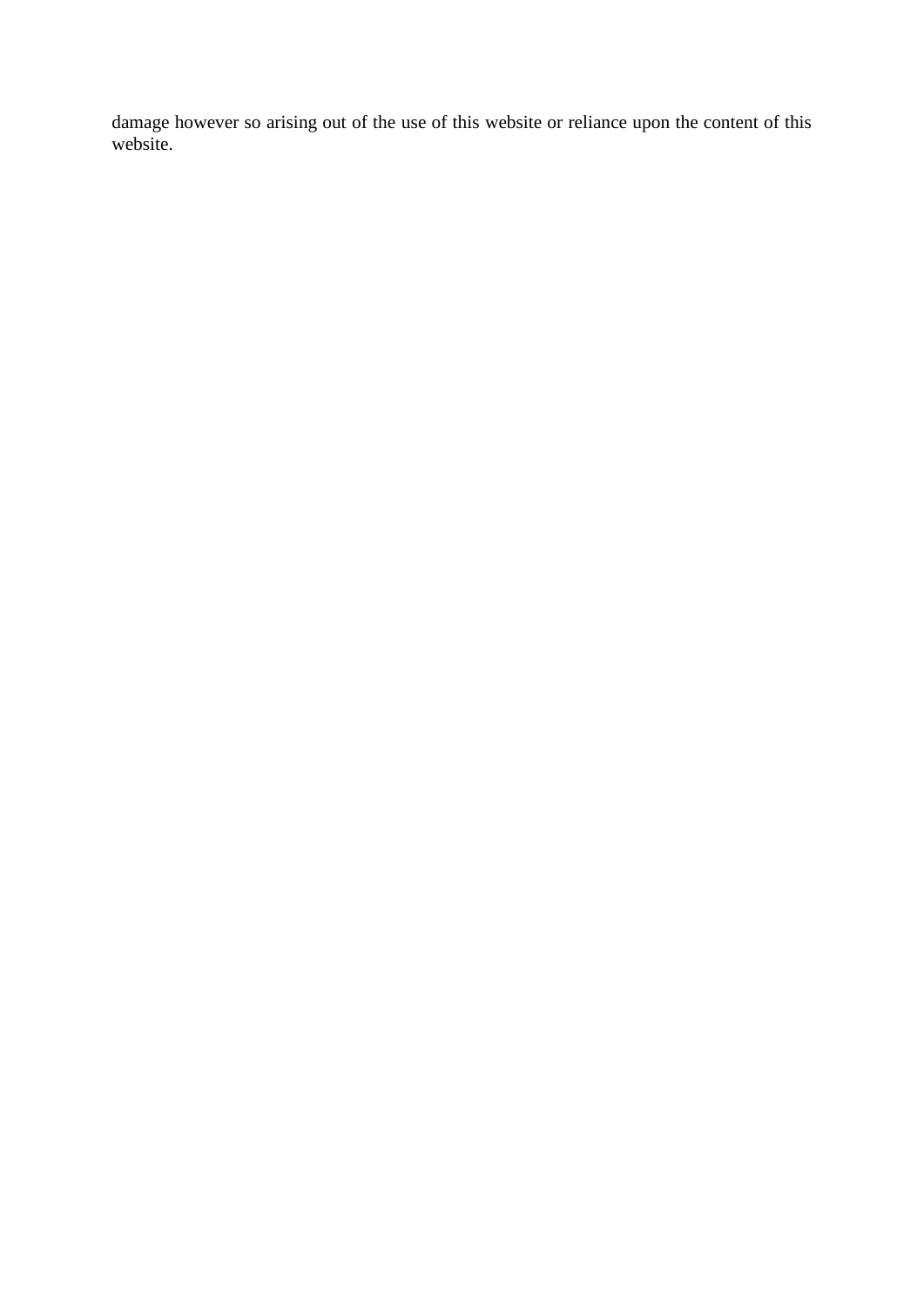damage however so arising out of the use of this website or reliance upon the content of this website.